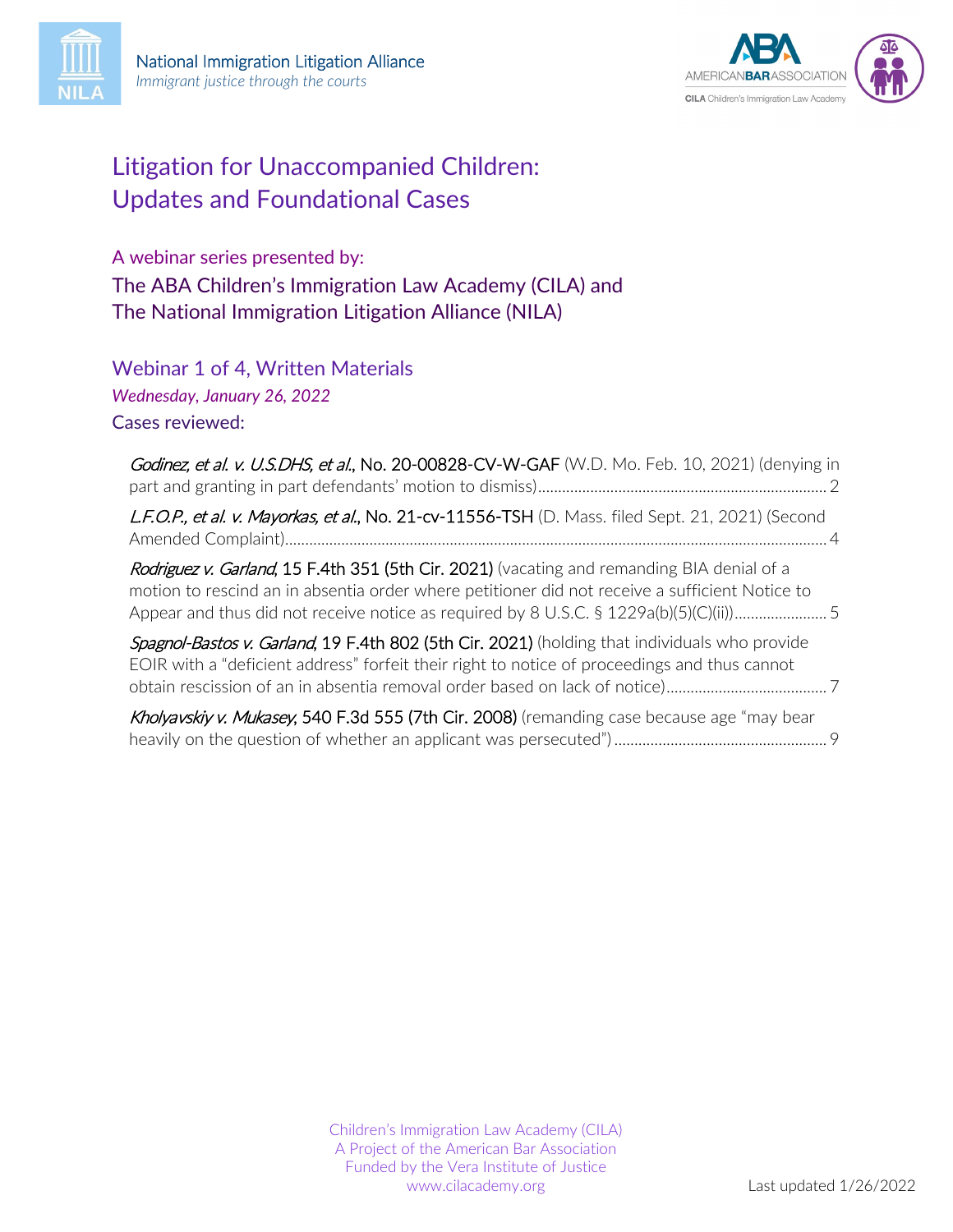National Immigration Litigation Alliance
*Immigrant justice through the courts*

# Litigation for Unaccompanied Children: Updates and Foundational Cases

## A webinar series presented by:

## The ABA Children's Immigration Law Academy (CILA) and The National Immigration Litigation Alliance (NILA)

## Webinar 1 of 4, Written Materials

*Wednesday, January 26, 2022*

### Cases reviewed:

*Godinez, et al. v. U.S.DHS, et al.*, No. 20-00828-CV-W-GAF (W.D. Mo. Feb. 10, 2021) (denying in part and granting in part defendants' motion to dismiss) ........ 2

*L.F.O.P., et al. v. Mayorkas, et al.*, No. 21-cv-11556-TSH (D. Mass. filed Sept. 21, 2021) (Second Amended Complaint) ........ 4

*Rodriguez v. Garland*, 15 F.4th 351 (5th Cir. 2021) (vacating and remanding BIA denial of a motion to rescind an in absentia order where petitioner did not receive a sufficient Notice to Appear and thus did not receive notice as required by 8 U.S.C. § 1229a(b)(5)(C)(ii)) ........ 5

*Spagnol-Bastos v. Garland*, 19 F.4th 802 (5th Cir. 2021) (holding that individuals who provide EOIR with a "deficient address" forfeit their right to notice of proceedings and thus cannot obtain rescission of an in absentia removal order based on lack of notice) ........ 7

*Kholyavskiy v. Mukasey*, 540 F.3d 555 (7th Cir. 2008) (remanding case because age "may bear heavily on the question of whether an applicant was persecuted") ........ 9

Children's Immigration Law Academy (CILA)
A Project of the American Bar Association
Funded by the Vera Institute of Justice
www.cilacademy.org

Last updated 1/26/2022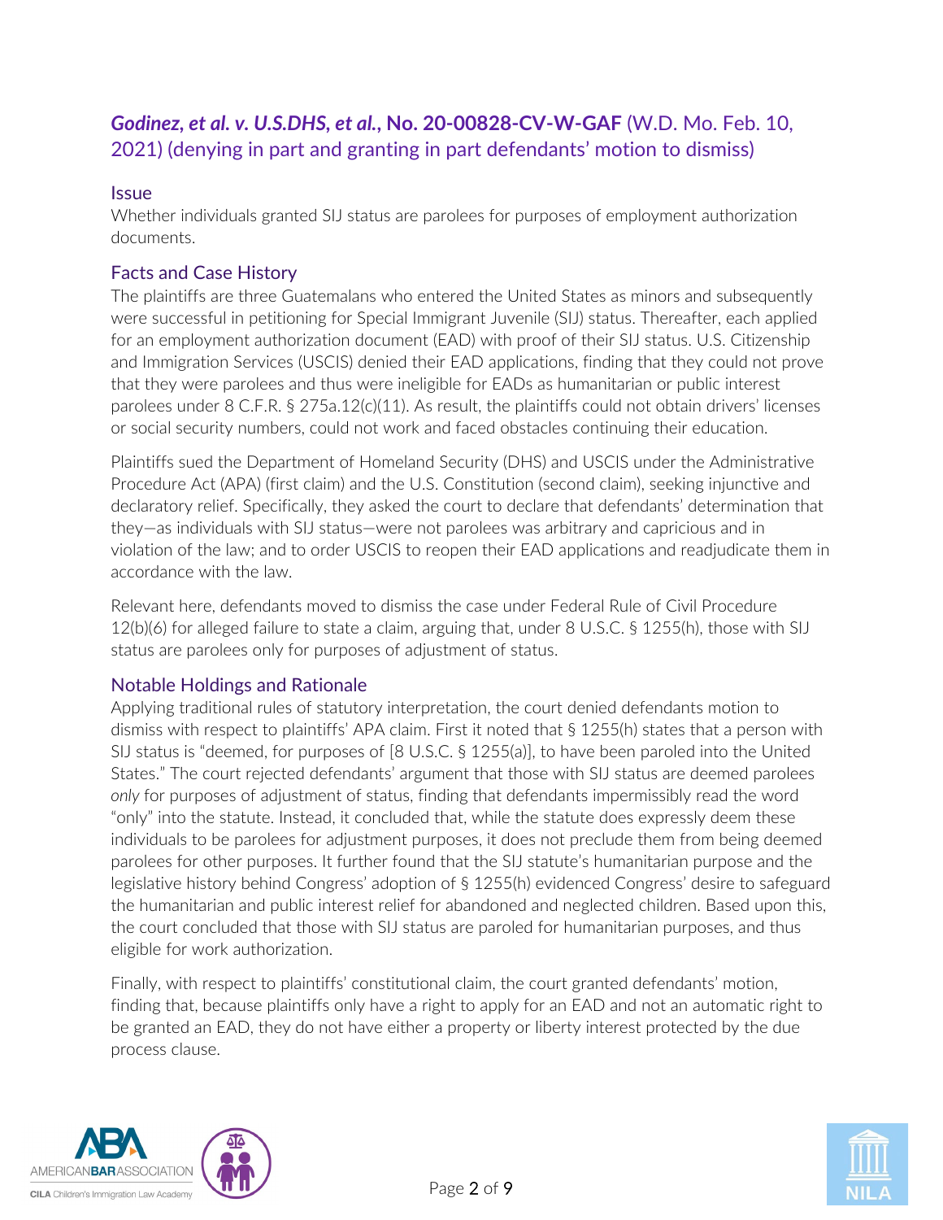## *Godinez, et al. v. U.S.DHS, et al.*, No. 20-00828-CV-W-GAF (W.D. Mo. Feb. 10, 2021) (denying in part and granting in part defendants' motion to dismiss)

### Issue

Whether individuals granted SIJ status are parolees for purposes of employment authorization documents.

### Facts and Case History

The plaintiffs are three Guatemalans who entered the United States as minors and subsequently were successful in petitioning for Special Immigrant Juvenile (SIJ) status. Thereafter, each applied for an employment authorization document (EAD) with proof of their SIJ status. U.S. Citizenship and Immigration Services (USCIS) denied their EAD applications, finding that they could not prove that they were parolees and thus were ineligible for EADs as humanitarian or public interest parolees under 8 C.F.R. § 275a.12(c)(11). As result, the plaintiffs could not obtain drivers' licenses or social security numbers, could not work and faced obstacles continuing their education.

Plaintiffs sued the Department of Homeland Security (DHS) and USCIS under the Administrative Procedure Act (APA) (first claim) and the U.S. Constitution (second claim), seeking injunctive and declaratory relief. Specifically, they asked the court to declare that defendants' determination that they—as individuals with SIJ status—were not parolees was arbitrary and capricious and in violation of the law; and to order USCIS to reopen their EAD applications and readjudicate them in accordance with the law.

Relevant here, defendants moved to dismiss the case under Federal Rule of Civil Procedure 12(b)(6) for alleged failure to state a claim, arguing that, under 8 U.S.C. § 1255(h), those with SIJ status are parolees only for purposes of adjustment of status.

### Notable Holdings and Rationale

Applying traditional rules of statutory interpretation, the court denied defendants motion to dismiss with respect to plaintiffs' APA claim. First it noted that § 1255(h) states that a person with SIJ status is "deemed, for purposes of [8 U.S.C. § 1255(a)], to have been paroled into the United States." The court rejected defendants' argument that those with SIJ status are deemed parolees *only* for purposes of adjustment of status, finding that defendants impermissibly read the word "only" into the statute. Instead, it concluded that, while the statute does expressly deem these individuals to be parolees for adjustment purposes, it does not preclude them from being deemed parolees for other purposes. It further found that the SIJ statute's humanitarian purpose and the legislative history behind Congress' adoption of § 1255(h) evidenced Congress' desire to safeguard the humanitarian and public interest relief for abandoned and neglected children. Based upon this, the court concluded that those with SIJ status are paroled for humanitarian purposes, and thus eligible for work authorization.

Finally, with respect to plaintiffs' constitutional claim, the court granted defendants' motion, finding that, because plaintiffs only have a right to apply for an EAD and not an automatic right to be granted an EAD, they do not have either a property or liberty interest protected by the due process clause.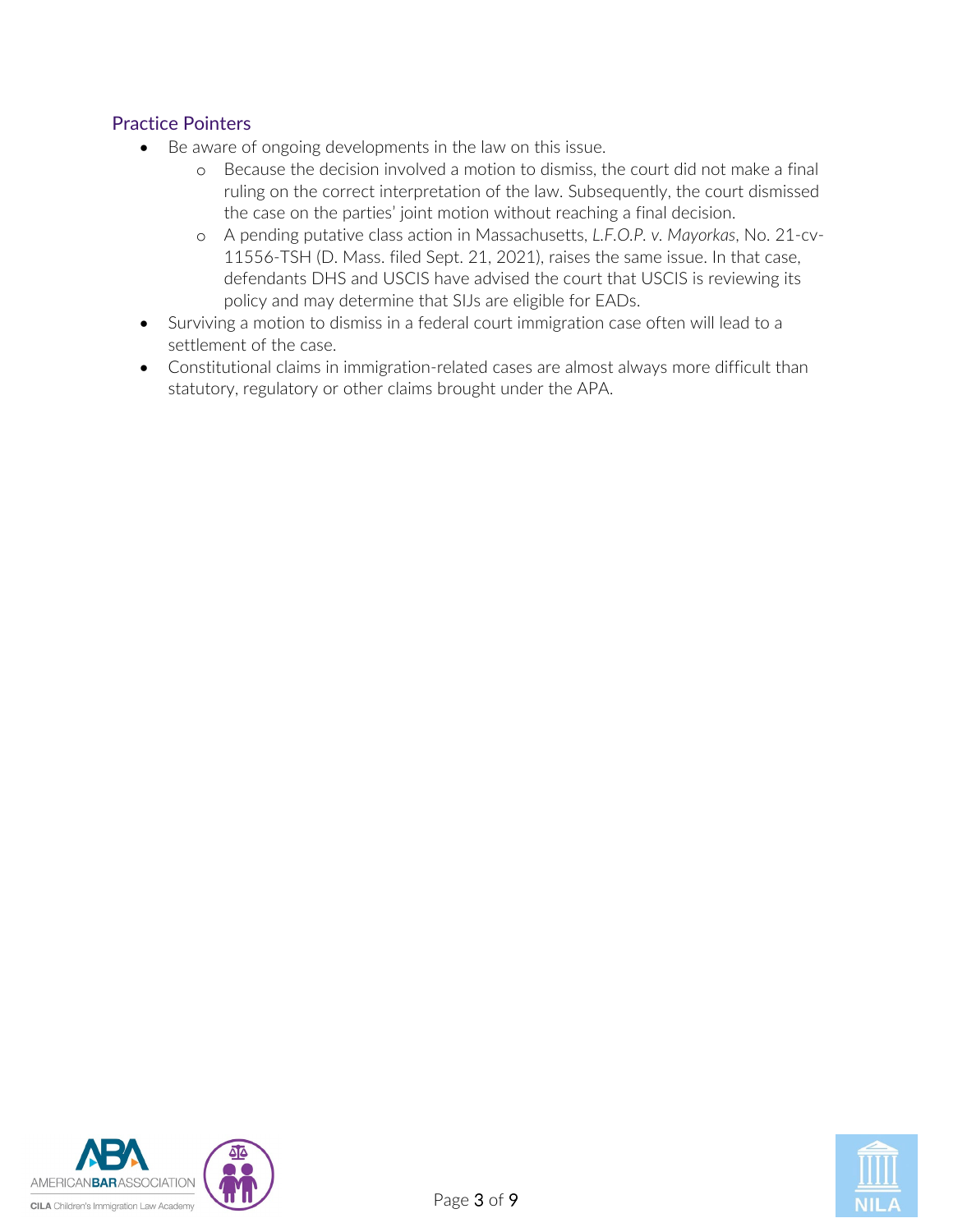### Practice Pointers

- Be aware of ongoing developments in the law on this issue.
  - Because the decision involved a motion to dismiss, the court did not make a final ruling on the correct interpretation of the law. Subsequently, the court dismissed the case on the parties' joint motion without reaching a final decision.
  - A pending putative class action in Massachusetts, *L.F.O.P. v. Mayorkas*, No. 21-cv-11556-TSH (D. Mass. filed Sept. 21, 2021), raises the same issue. In that case, defendants DHS and USCIS have advised the court that USCIS is reviewing its policy and may determine that SIJs are eligible for EADs.
- Surviving a motion to dismiss in a federal court immigration case often will lead to a settlement of the case.
- Constitutional claims in immigration-related cases are almost always more difficult than statutory, regulatory or other claims brought under the APA.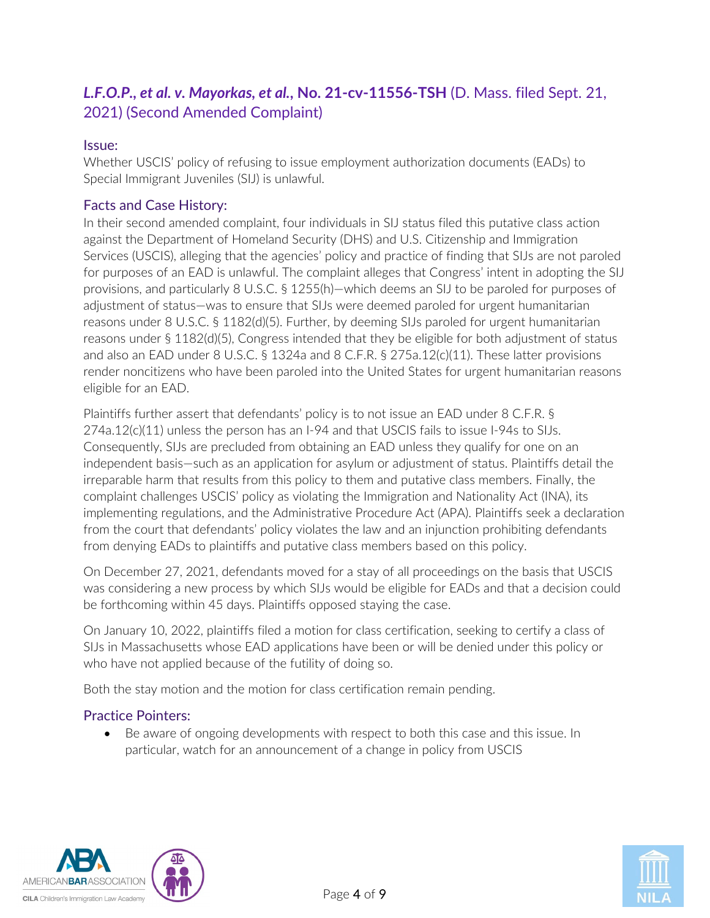## *L.F.O.P., et al. v. Mayorkas, et al.*, No. 21-cv-11556-TSH (D. Mass. filed Sept. 21, 2021) (Second Amended Complaint)

### Issue:

Whether USCIS' policy of refusing to issue employment authorization documents (EADs) to Special Immigrant Juveniles (SIJ) is unlawful.

### Facts and Case History:

In their second amended complaint, four individuals in SIJ status filed this putative class action against the Department of Homeland Security (DHS) and U.S. Citizenship and Immigration Services (USCIS), alleging that the agencies' policy and practice of finding that SIJs are not paroled for purposes of an EAD is unlawful. The complaint alleges that Congress' intent in adopting the SIJ provisions, and particularly 8 U.S.C. § 1255(h)—which deems an SIJ to be paroled for purposes of adjustment of status—was to ensure that SIJs were deemed paroled for urgent humanitarian reasons under 8 U.S.C. § 1182(d)(5). Further, by deeming SIJs paroled for urgent humanitarian reasons under § 1182(d)(5), Congress intended that they be eligible for both adjustment of status and also an EAD under 8 U.S.C. § 1324a and 8 C.F.R. § 275a.12(c)(11). These latter provisions render noncitizens who have been paroled into the United States for urgent humanitarian reasons eligible for an EAD.

Plaintiffs further assert that defendants' policy is to not issue an EAD under 8 C.F.R. § 274a.12(c)(11) unless the person has an I-94 and that USCIS fails to issue I-94s to SIJs. Consequently, SIJs are precluded from obtaining an EAD unless they qualify for one on an independent basis—such as an application for asylum or adjustment of status. Plaintiffs detail the irreparable harm that results from this policy to them and putative class members. Finally, the complaint challenges USCIS' policy as violating the Immigration and Nationality Act (INA), its implementing regulations, and the Administrative Procedure Act (APA). Plaintiffs seek a declaration from the court that defendants' policy violates the law and an injunction prohibiting defendants from denying EADs to plaintiffs and putative class members based on this policy.

On December 27, 2021, defendants moved for a stay of all proceedings on the basis that USCIS was considering a new process by which SIJs would be eligible for EADs and that a decision could be forthcoming within 45 days. Plaintiffs opposed staying the case.

On January 10, 2022, plaintiffs filed a motion for class certification, seeking to certify a class of SIJs in Massachusetts whose EAD applications have been or will be denied under this policy or who have not applied because of the futility of doing so.

Both the stay motion and the motion for class certification remain pending.

### Practice Pointers:

- Be aware of ongoing developments with respect to both this case and this issue. In particular, watch for an announcement of a change in policy from USCIS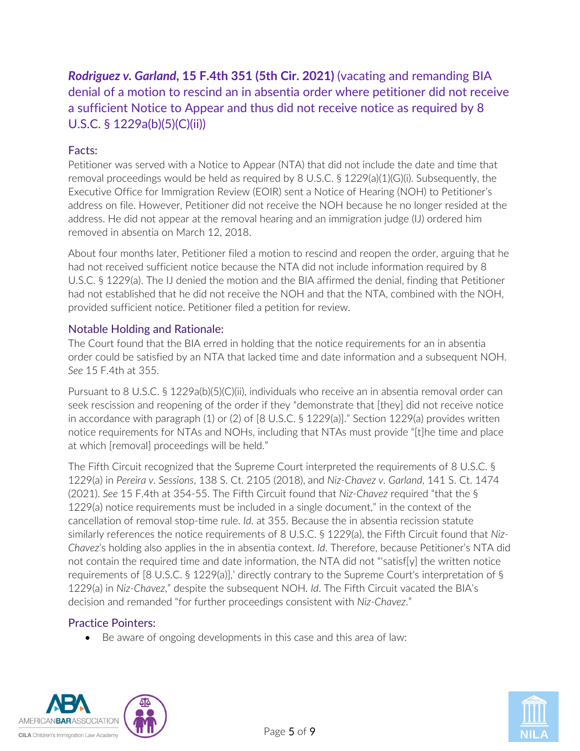## *Rodriguez v. Garland*, 15 F.4th 351 (5th Cir. 2021) (vacating and remanding BIA denial of a motion to rescind an in absentia order where petitioner did not receive a sufficient Notice to Appear and thus did not receive notice as required by 8 U.S.C. § 1229a(b)(5)(C)(ii))

### Facts:

Petitioner was served with a Notice to Appear (NTA) that did not include the date and time that removal proceedings would be held as required by 8 U.S.C. § 1229(a)(1)(G)(i). Subsequently, the Executive Office for Immigration Review (EOIR) sent a Notice of Hearing (NOH) to Petitioner's address on file. However, Petitioner did not receive the NOH because he no longer resided at the address. He did not appear at the removal hearing and an immigration judge (IJ) ordered him removed in absentia on March 12, 2018.

About four months later, Petitioner filed a motion to rescind and reopen the order, arguing that he had not received sufficient notice because the NTA did not include information required by 8 U.S.C. § 1229(a). The IJ denied the motion and the BIA affirmed the denial, finding that Petitioner had not established that he did not receive the NOH and that the NTA, combined with the NOH, provided sufficient notice. Petitioner filed a petition for review.

### Notable Holding and Rationale:

The Court found that the BIA erred in holding that the notice requirements for an in absentia order could be satisfied by an NTA that lacked time and date information and a subsequent NOH. *See* 15 F.4th at 355.

Pursuant to 8 U.S.C. § 1229a(b)(5)(C)(ii), individuals who receive an in absentia removal order can seek rescission and reopening of the order if they "demonstrate that [they] did not receive notice in accordance with paragraph (1) or (2) of [8 U.S.C. § 1229(a)]." Section 1229(a) provides written notice requirements for NTAs and NOHs, including that NTAs must provide "[t]he time and place at which [removal] proceedings will be held."

The Fifth Circuit recognized that the Supreme Court interpreted the requirements of 8 U.S.C. § 1229(a) in *Pereira v. Sessions*, 138 S. Ct. 2105 (2018), and *Niz-Chavez v. Garland*, 141 S. Ct. 1474 (2021). *See* 15 F.4th at 354-55. The Fifth Circuit found that *Niz-Chavez* required "that the § 1229(a) notice requirements must be included in a single document," in the context of the cancellation of removal stop-time rule. *Id.* at 355. Because the in absentia recission statute similarly references the notice requirements of 8 U.S.C. § 1229(a), the Fifth Circuit found that *Niz-Chavez*'s holding also applies in the in absentia context. *Id*. Therefore, because Petitioner's NTA did not contain the required time and date information, the NTA did not "'satisf[y] the written notice requirements of [8 U.S.C. § 1229(a)],' directly contrary to the Supreme Court's interpretation of § 1229(a) in *Niz-Chavez*," despite the subsequent NOH. *Id*. The Fifth Circuit vacated the BIA's decision and remanded "for further proceedings consistent with *Niz-Chavez*."

### Practice Pointers:

- Be aware of ongoing developments in this case and this area of law: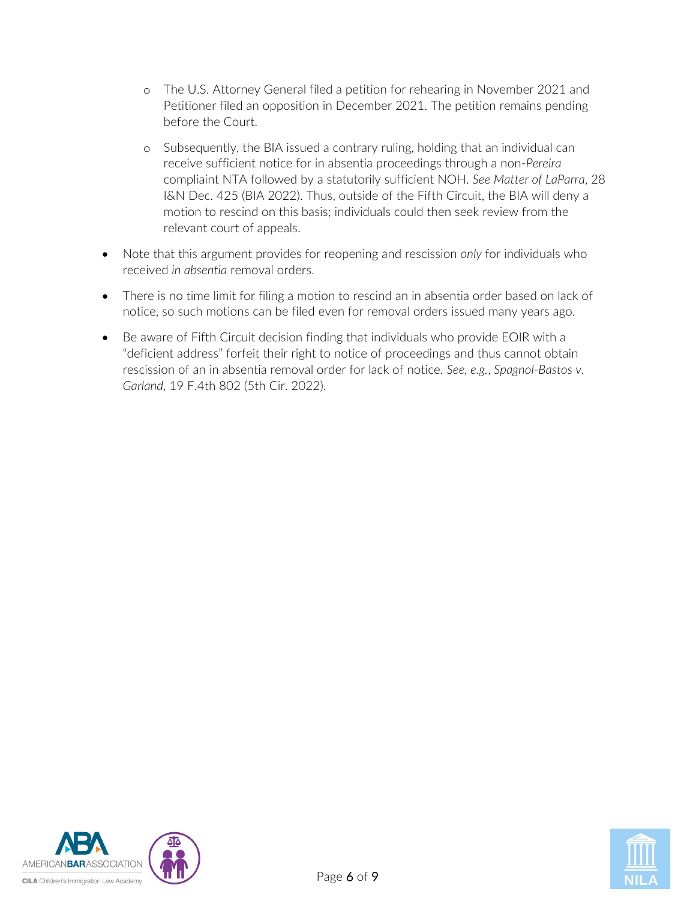- The U.S. Attorney General filed a petition for rehearing in November 2021 and Petitioner filed an opposition in December 2021. The petition remains pending before the Court.
  - Subsequently, the BIA issued a contrary ruling, holding that an individual can receive sufficient notice for in absentia proceedings through a non-*Pereira* compliaint NTA followed by a statutorily sufficient NOH. *See Matter of LaParra*, 28 I&N Dec. 425 (BIA 2022). Thus, outside of the Fifth Circuit, the BIA will deny a motion to rescind on this basis; individuals could then seek review from the relevant court of appeals.
- Note that this argument provides for reopening and rescission *only* for individuals who received *in absentia* removal orders.
- There is no time limit for filing a motion to rescind an in absentia order based on lack of notice, so such motions can be filed even for removal orders issued many years ago.
- Be aware of Fifth Circuit decision finding that individuals who provide EOIR with a "deficient address" forfeit their right to notice of proceedings and thus cannot obtain rescission of an in absentia removal order for lack of notice. *See, e.g.*, *Spagnol-Bastos v. Garland*, 19 F.4th 802 (5th Cir. 2022).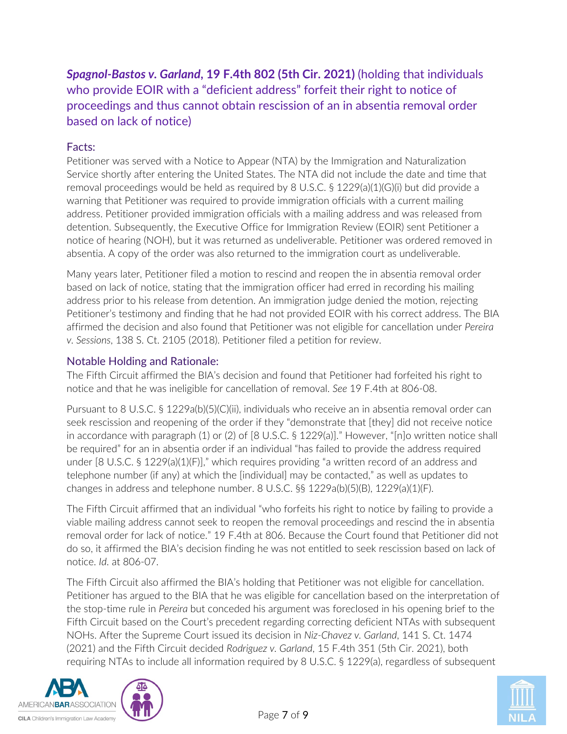### *Spagnol-Bastos v. Garland*, 19 F.4th 802 (5th Cir. 2021) (holding that individuals who provide EOIR with a "deficient address" forfeit their right to notice of proceedings and thus cannot obtain rescission of an in absentia removal order based on lack of notice)

#### Facts:

Petitioner was served with a Notice to Appear (NTA) by the Immigration and Naturalization Service shortly after entering the United States. The NTA did not include the date and time that removal proceedings would be held as required by 8 U.S.C. § 1229(a)(1)(G)(i) but did provide a warning that Petitioner was required to provide immigration officials with a current mailing address. Petitioner provided immigration officials with a mailing address and was released from detention. Subsequently, the Executive Office for Immigration Review (EOIR) sent Petitioner a notice of hearing (NOH), but it was returned as undeliverable. Petitioner was ordered removed in absentia. A copy of the order was also returned to the immigration court as undeliverable.

Many years later, Petitioner filed a motion to rescind and reopen the in absentia removal order based on lack of notice, stating that the immigration officer had erred in recording his mailing address prior to his release from detention. An immigration judge denied the motion, rejecting Petitioner's testimony and finding that he had not provided EOIR with his correct address. The BIA affirmed the decision and also found that Petitioner was not eligible for cancellation under *Pereira v. Sessions*, 138 S. Ct. 2105 (2018). Petitioner filed a petition for review.

#### Notable Holding and Rationale:

The Fifth Circuit affirmed the BIA's decision and found that Petitioner had forfeited his right to notice and that he was ineligible for cancellation of removal. *See* 19 F.4th at 806-08.

Pursuant to 8 U.S.C. § 1229a(b)(5)(C)(ii), individuals who receive an in absentia removal order can seek rescission and reopening of the order if they "demonstrate that [they] did not receive notice in accordance with paragraph (1) or (2) of [8 U.S.C. § 1229(a)]." However, "[n]o written notice shall be required" for an in absentia order if an individual "has failed to provide the address required under [8 U.S.C. § 1229(a)(1)(F)]," which requires providing "a written record of an address and telephone number (if any) at which the [individual] may be contacted," as well as updates to changes in address and telephone number. 8 U.S.C. §§ 1229a(b)(5)(B), 1229(a)(1)(F).

The Fifth Circuit affirmed that an individual "who forfeits his right to notice by failing to provide a viable mailing address cannot seek to reopen the removal proceedings and rescind the in absentia removal order for lack of notice." 19 F.4th at 806. Because the Court found that Petitioner did not do so, it affirmed the BIA's decision finding he was not entitled to seek rescission based on lack of notice. *Id*. at 806-07.

The Fifth Circuit also affirmed the BIA's holding that Petitioner was not eligible for cancellation. Petitioner has argued to the BIA that he was eligible for cancellation based on the interpretation of the stop-time rule in *Pereira* but conceded his argument was foreclosed in his opening brief to the Fifth Circuit based on the Court's precedent regarding correcting deficient NTAs with subsequent NOHs. After the Supreme Court issued its decision in *Niz-Chavez v. Garland*, 141 S. Ct. 1474 (2021) and the Fifth Circuit decided *Rodriguez v. Garland*, 15 F.4th 351 (5th Cir. 2021), both requiring NTAs to include all information required by 8 U.S.C. § 1229(a), regardless of subsequent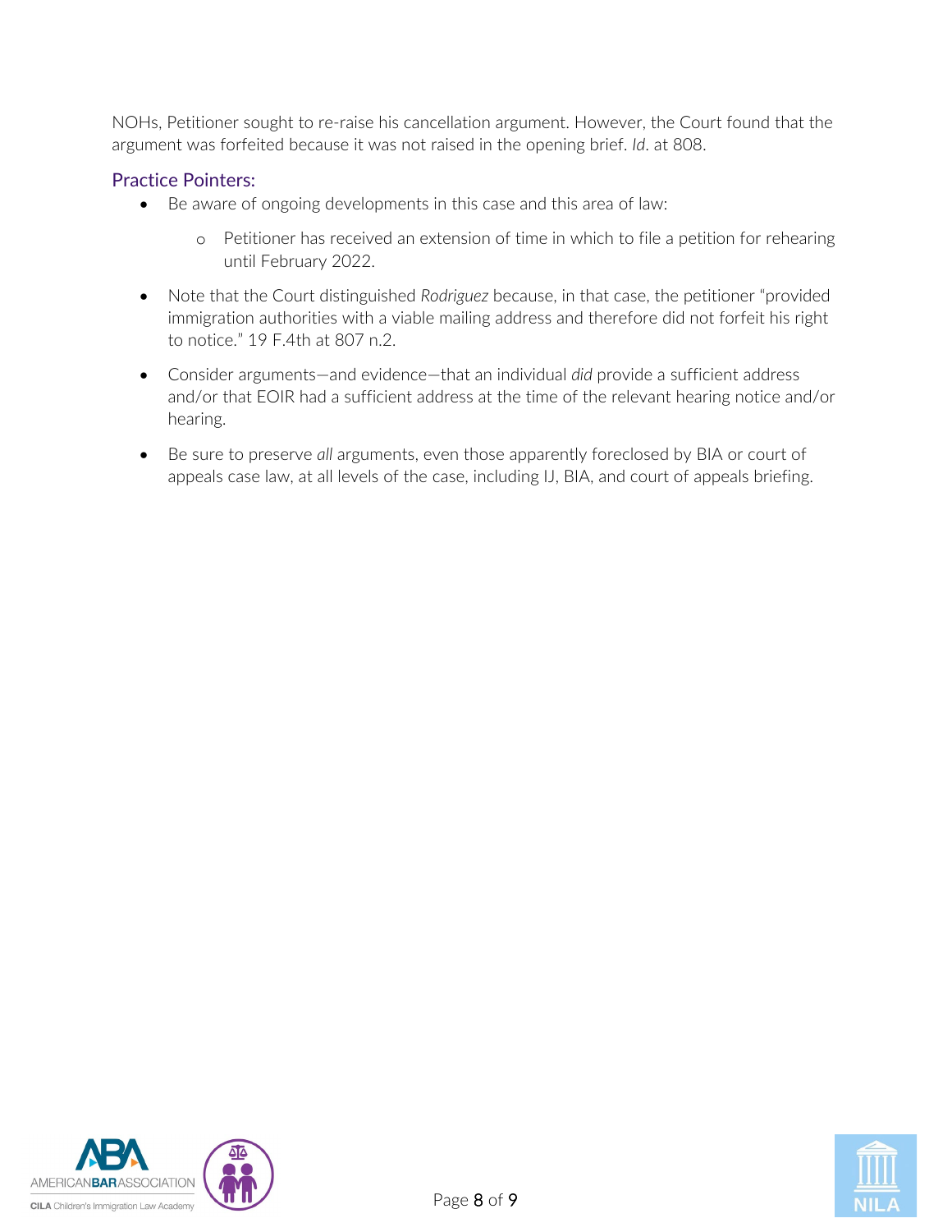NOHs, Petitioner sought to re-raise his cancellation argument. However, the Court found that the argument was forfeited because it was not raised in the opening brief. *Id*. at 808.

### Practice Pointers:

- Be aware of ongoing developments in this case and this area of law:
  - Petitioner has received an extension of time in which to file a petition for rehearing until February 2022.
- Note that the Court distinguished *Rodriguez* because, in that case, the petitioner "provided immigration authorities with a viable mailing address and therefore did not forfeit his right to notice." 19 F.4th at 807 n.2.
- Consider arguments—and evidence—that an individual *did* provide a sufficient address and/or that EOIR had a sufficient address at the time of the relevant hearing notice and/or hearing.
- Be sure to preserve *all* arguments, even those apparently foreclosed by BIA or court of appeals case law, at all levels of the case, including IJ, BIA, and court of appeals briefing.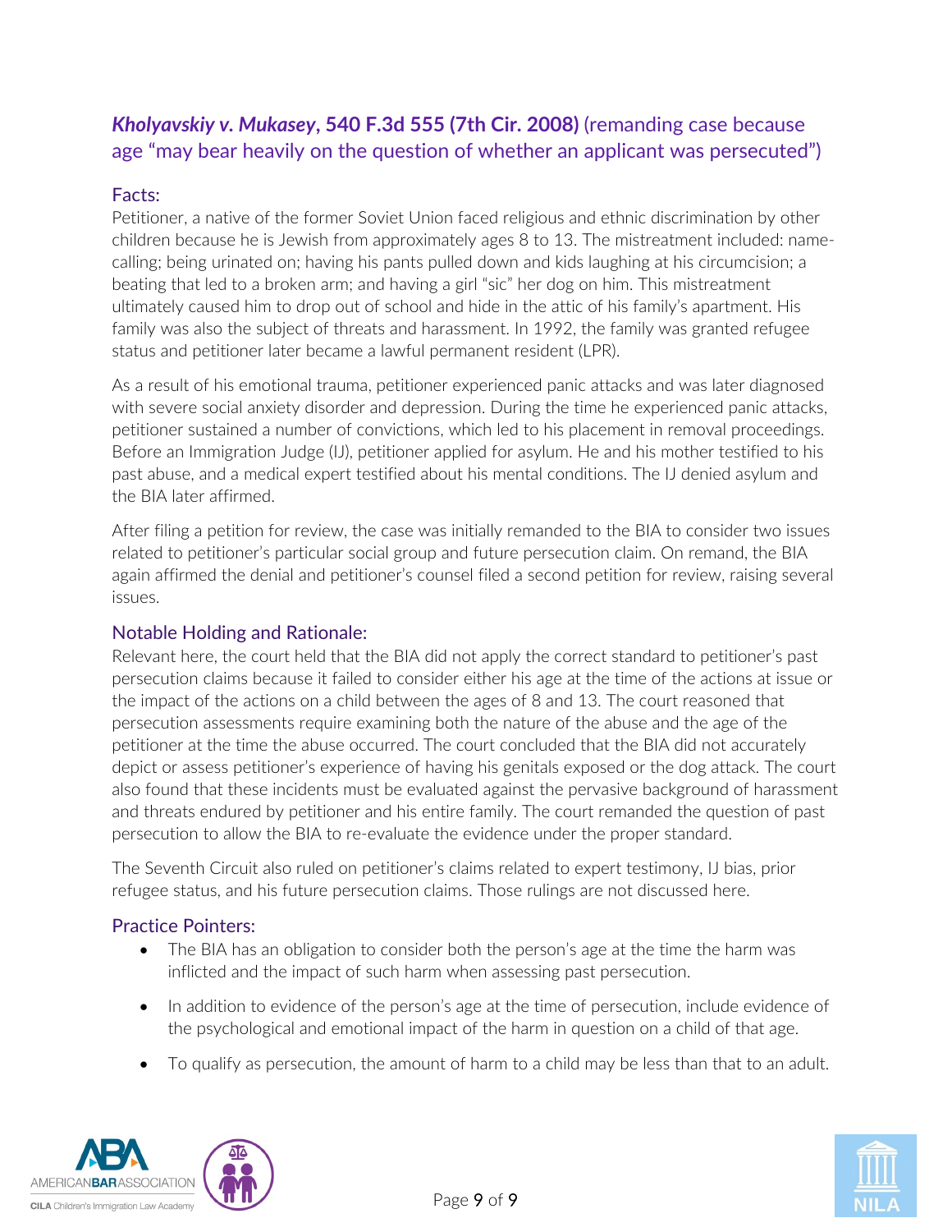## ***Kholyavskiy v. Mukasey*, 540 F.3d 555 (7th Cir. 2008)** (remanding case because age "may bear heavily on the question of whether an applicant was persecuted")

### Facts:

Petitioner, a native of the former Soviet Union faced religious and ethnic discrimination by other children because he is Jewish from approximately ages 8 to 13. The mistreatment included: name-calling; being urinated on; having his pants pulled down and kids laughing at his circumcision; a beating that led to a broken arm; and having a girl "sic" her dog on him. This mistreatment ultimately caused him to drop out of school and hide in the attic of his family's apartment. His family was also the subject of threats and harassment. In 1992, the family was granted refugee status and petitioner later became a lawful permanent resident (LPR).

As a result of his emotional trauma, petitioner experienced panic attacks and was later diagnosed with severe social anxiety disorder and depression. During the time he experienced panic attacks, petitioner sustained a number of convictions, which led to his placement in removal proceedings. Before an Immigration Judge (IJ), petitioner applied for asylum. He and his mother testified to his past abuse, and a medical expert testified about his mental conditions. The IJ denied asylum and the BIA later affirmed.

After filing a petition for review, the case was initially remanded to the BIA to consider two issues related to petitioner's particular social group and future persecution claim. On remand, the BIA again affirmed the denial and petitioner's counsel filed a second petition for review, raising several issues.

### Notable Holding and Rationale:

Relevant here, the court held that the BIA did not apply the correct standard to petitioner's past persecution claims because it failed to consider either his age at the time of the actions at issue or the impact of the actions on a child between the ages of 8 and 13. The court reasoned that persecution assessments require examining both the nature of the abuse and the age of the petitioner at the time the abuse occurred. The court concluded that the BIA did not accurately depict or assess petitioner's experience of having his genitals exposed or the dog attack. The court also found that these incidents must be evaluated against the pervasive background of harassment and threats endured by petitioner and his entire family. The court remanded the question of past persecution to allow the BIA to re-evaluate the evidence under the proper standard.

The Seventh Circuit also ruled on petitioner's claims related to expert testimony, IJ bias, prior refugee status, and his future persecution claims. Those rulings are not discussed here.

### Practice Pointers:

- The BIA has an obligation to consider both the person's age at the time the harm was inflicted and the impact of such harm when assessing past persecution.
- In addition to evidence of the person's age at the time of persecution, include evidence of the psychological and emotional impact of the harm in question on a child of that age.
- To qualify as persecution, the amount of harm to a child may be less than that to an adult.